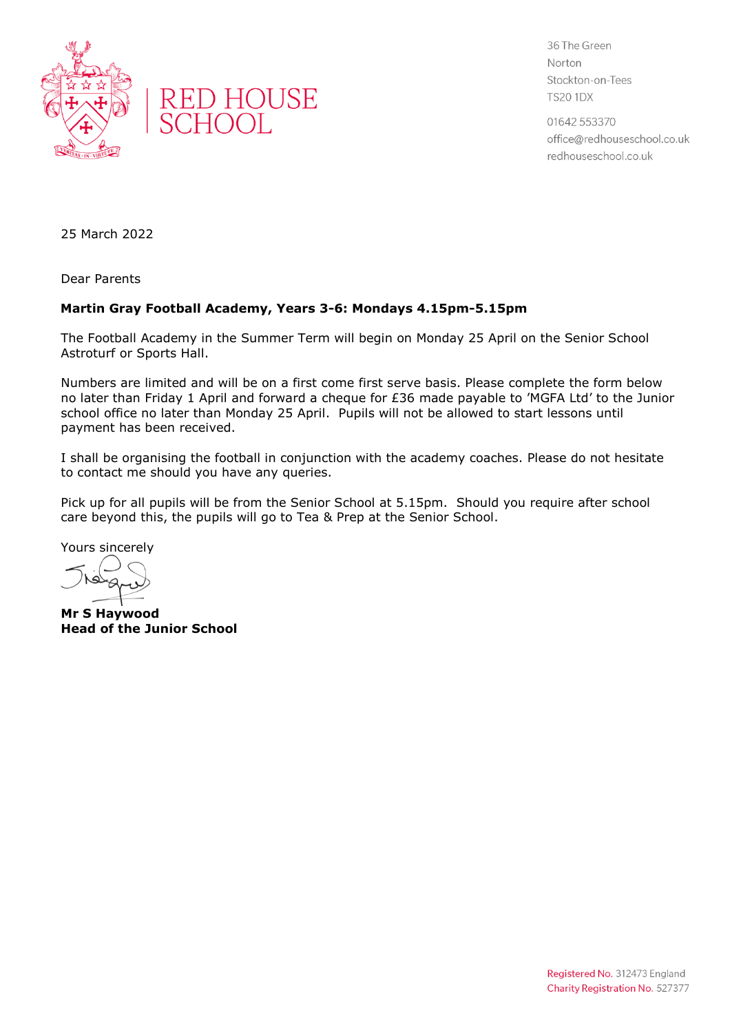# RED HOUSE SCHOOL

36 The Green
Norton
Stockton-on-Tees
TS20 1DX

01642 553370
office@redhouseschool.co.uk
redhouseschool.co.uk

25 March 2022

Dear Parents

**Martin Gray Football Academy, Years 3-6: Mondays 4.15pm-5.15pm**

The Football Academy in the Summer Term will begin on Monday 25 April on the Senior School Astroturf or Sports Hall.

Numbers are limited and will be on a first come first serve basis. Please complete the form below no later than Friday 1 April and forward a cheque for £36 made payable to 'MGFA Ltd' to the Junior school office no later than Monday 25 April. Pupils will not be allowed to start lessons until payment has been received.

I shall be organising the football in conjunction with the academy coaches. Please do not hesitate to contact me should you have any queries.

Pick up for all pupils will be from the Senior School at 5.15pm. Should you require after school care beyond this, the pupils will go to Tea & Prep at the Senior School.

Yours sincerely

**Mr S Haywood**
**Head of the Junior School**

Registered No. 312473 England
Charity Registration No. 527377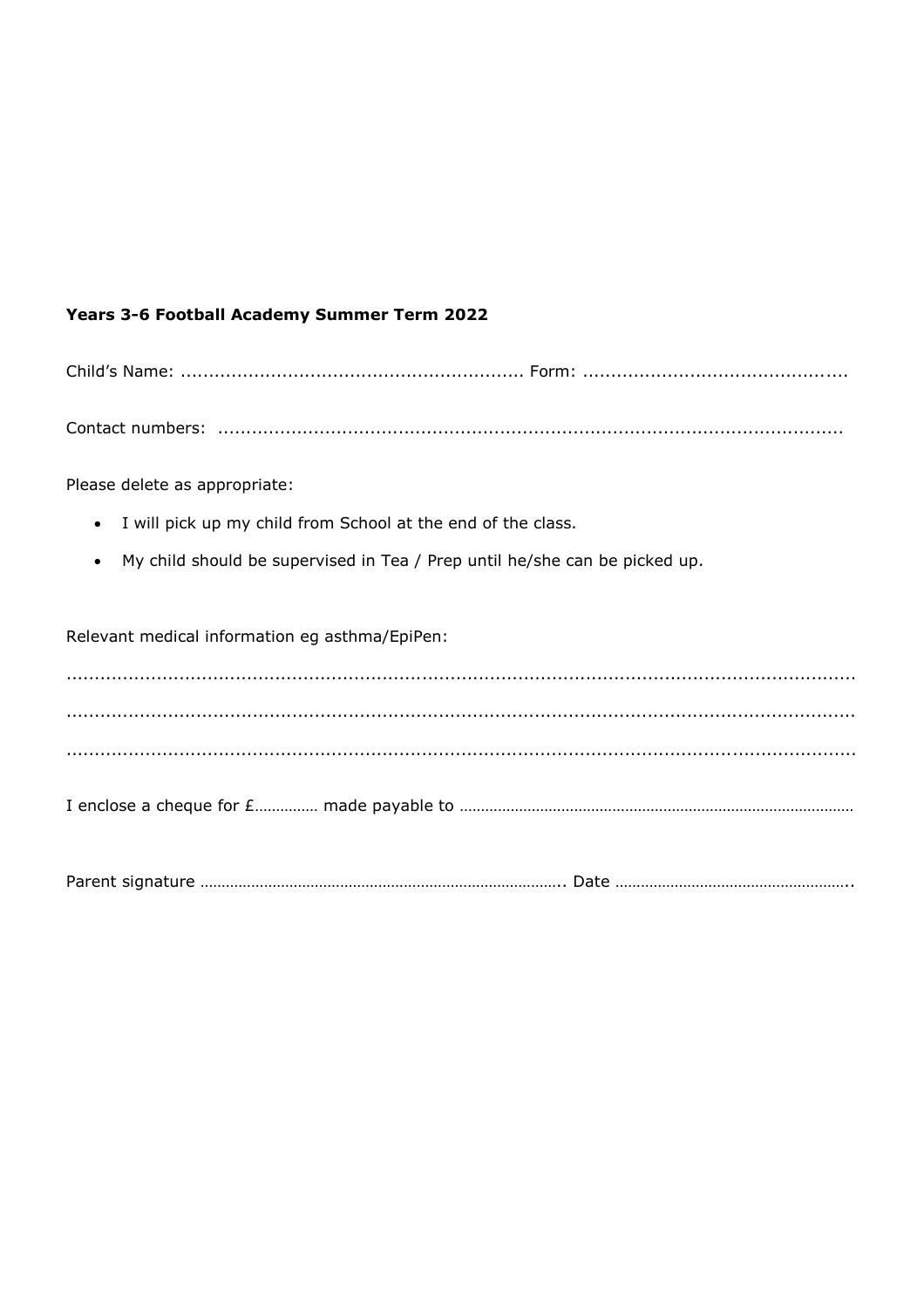**Years 3-6 Football Academy Summer Term 2022**

Child's Name: ............................................................ Form: ..............................................

Contact numbers: ............................................................................................................

Please delete as appropriate:

- I will pick up my child from School at the end of the class.
- My child should be supervised in Tea / Prep until he/she can be picked up.

Relevant medical information eg asthma/EpiPen:

.......................................................................................................................................

.......................................................................................................................................

.......................................................................................................................................

I enclose a cheque for £…………… made payable to ………………………………………………………………………………

Parent signature ………………………………………………………………………….. Date ………………………………………………..